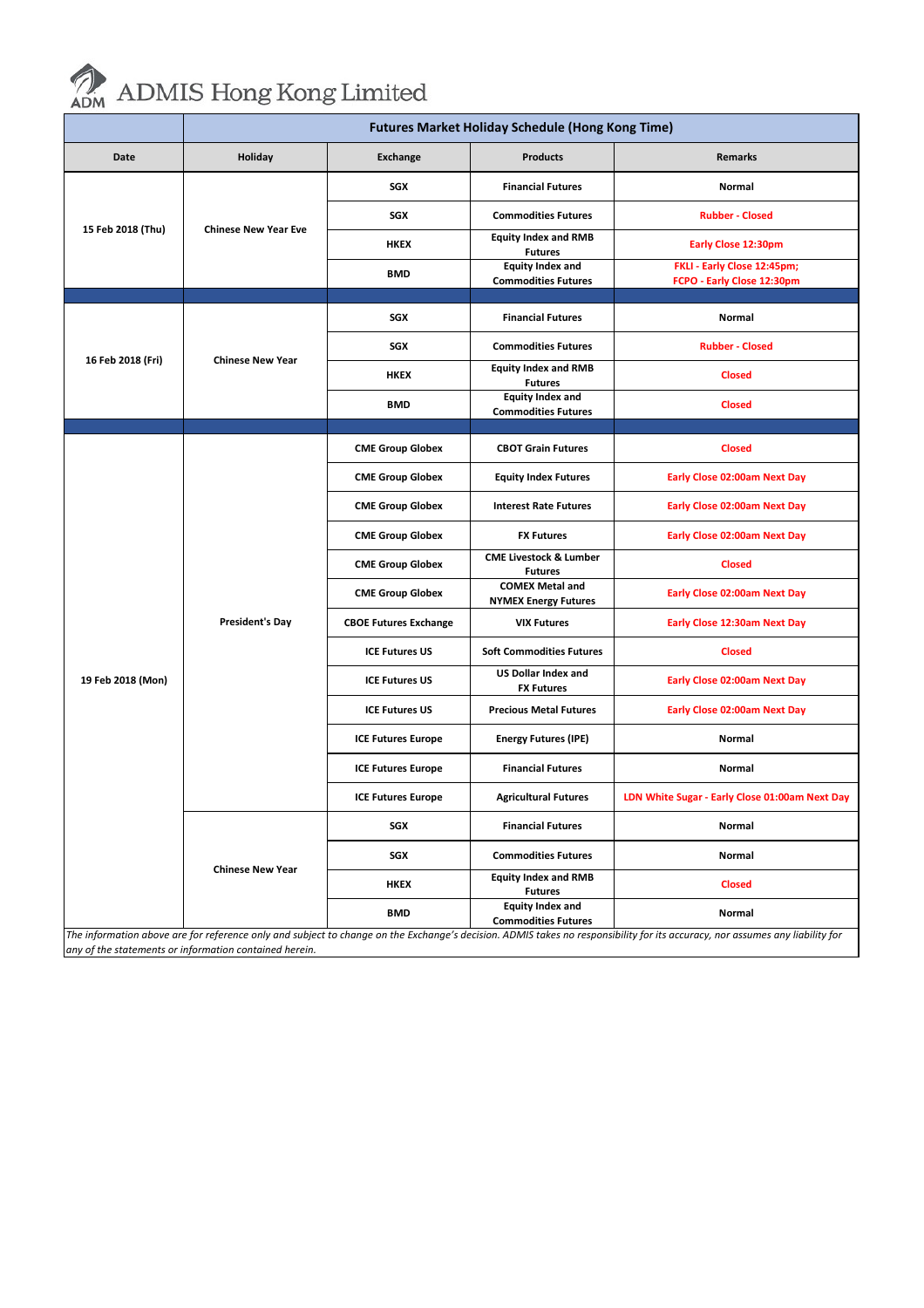# ADMIS Hong Kong Limited

| Futures Market Holiday Schedule (Hong Kong Time) | | | | |
|---|---|---|---|---|
| **Date** | **Holiday** | **Exchange** | **Products** | **Remarks** |
| 15 Feb 2018 (Thu) | Chinese New Year Eve | SGX | Financial Futures | Normal |
| | | SGX | Commodities Futures | Rubber - Closed |
| | | HKEX | Equity Index and RMB Futures | Early Close 12:30pm |
| | | BMD | Equity Index and Commodities Futures | FKLI - Early Close 12:45pm; FCPO - Early Close 12:30pm |
| 16 Feb 2018 (Fri) | Chinese New Year | SGX | Financial Futures | Normal |
| | | SGX | Commodities Futures | Rubber - Closed |
| | | HKEX | Equity Index and RMB Futures | Closed |
| | | BMD | Equity Index and Commodities Futures | Closed |
| 19 Feb 2018 (Mon) | President's Day | CME Group Globex | CBOT Grain Futures | Closed |
| | | CME Group Globex | Equity Index Futures | Early Close 02:00am Next Day |
| | | CME Group Globex | Interest Rate Futures | Early Close 02:00am Next Day |
| | | CME Group Globex | FX Futures | Early Close 02:00am Next Day |
| | | CME Group Globex | CME Livestock & Lumber Futures | Closed |
| | | CME Group Globex | COMEX Metal and NYMEX Energy Futures | Early Close 02:00am Next Day |
| | | CBOE Futures Exchange | VIX Futures | Early Close 12:30am Next Day |
| | | ICE Futures US | Soft Commodities Futures | Closed |
| | | ICE Futures US | US Dollar Index and FX Futures | Early Close 02:00am Next Day |
| | | ICE Futures US | Precious Metal Futures | Early Close 02:00am Next Day |
| | | ICE Futures Europe | Energy Futures (IPE) | Normal |
| | | ICE Futures Europe | Financial Futures | Normal |
| | | ICE Futures Europe | Agricultural Futures | LDN White Sugar - Early Close 01:00am Next Day |
| | Chinese New Year | SGX | Financial Futures | Normal |
| | | SGX | Commodities Futures | Normal |
| | | HKEX | Equity Index and RMB Futures | Closed |
| | | BMD | Equity Index and Commodities Futures | Normal |

*The information above are for reference only and subject to change on the Exchange's decision. ADMIS takes no responsibility for its accuracy, nor assumes any liability for any of the statements or information contained herein.*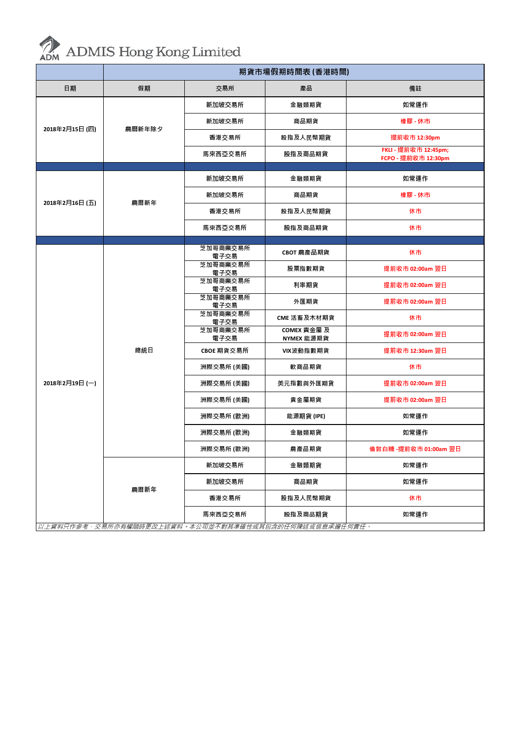ADMIS Hong Kong Limited

| | 期貨市場假期時間表 (香港時間) | | | |
|---|---|---|---|---|
| 日期 | 假期 | 交易所 | 產品 | 備註 |
| 2018年2月15日 (四) | 農曆新年除夕 | 新加坡交易所 | 金融類期貨 | 如常運作 |
| | | 新加坡交易所 | 商品期貨 | 橡膠 - 休市 |
| | | 香港交易所 | 股指及人民幣期貨 | 提前收市 12:30pm |
| | | 馬來西亞交易所 | 股指及商品期貨 | FKLI - 提前收市 12:45pm; FCPO - 提前收市 12:30pm |
| 2018年2月16日 (五) | 農曆新年 | 新加坡交易所 | 金融類期貨 | 如常運作 |
| | | 新加坡交易所 | 商品期貨 | 橡膠 - 休市 |
| | | 香港交易所 | 股指及人民幣期貨 | 休市 |
| | | 馬來西亞交易所 | 股指及商品期貨 | 休市 |
| 2018年2月19日 (一) | 總統日 | 芝加哥商業交易所電子交易 | CBOT 農產品期貨 | 休市 |
| | | 芝加哥商業交易所電子交易 | 股票指數期貨 | 提前收市 02:00am 翌日 |
| | | 芝加哥商業交易所電子交易 | 利率期貨 | 提前收市 02:00am 翌日 |
| | | 芝加哥商業交易所電子交易 | 外匯期貨 | 提前收市 02:00am 翌日 |
| | | 芝加哥商業交易所電子交易 | CME 活畜及木材期貨 | 休市 |
| | | 芝加哥商業交易所電子交易 | COMEX 貴金屬 及 NYMEX 能源期貨 | 提前收市 02:00am 翌日 |
| | | CBOE 期貨交易所 | VIX波動指數期貨 | 提前收市 12:30am 翌日 |
| | | 洲際交易所 (美國) | 軟商品期貨 | 休市 |
| | | 洲際交易所 (美國) | 美元指數與外匯期貨 | 提前收市 02:00am 翌日 |
| | | 洲際交易所 (美國) | 貴金屬期貨 | 提前收市 02:00am 翌日 |
| | | 洲際交易所 (歐洲) | 能源期貨 (IPE) | 如常運作 |
| | | 洲際交易所 (歐洲) | 金融類期貨 | 如常運作 |
| | | 洲際交易所 (歐洲) | 農產品期貨 | 倫敦白糖 -提前收市 01:00am 翌日 |
| | 農曆新年 | 新加坡交易所 | 金融類期貨 | 如常運作 |
| | | 新加坡交易所 | 商品期貨 | 如常運作 |
| | | 香港交易所 | 股指及人民幣期貨 | 休市 |
| | | 馬來西亞交易所 | 股指及商品期貨 | 如常運作 |

*以上資料只作參考，交易所亦有權隨時更改上述資料。本公司並不對其準確性或其包含的任何陳述或信息承擔任何責任。*